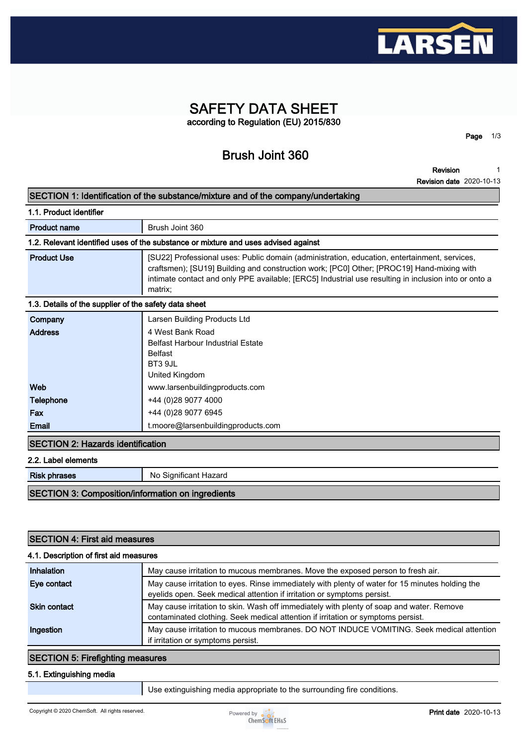# SAFETY DATA SHEET

according to Regulation (EU) 2015/830

## Brush Joint 360

**Revision** 1
**Revision date** 2020-10-13

## SECTION 1: Identification of the substance/mixture and of the company/undertaking

### 1.1. Product identifier

| | |
|---|---|
| **Product name** | Brush Joint 360 |

### 1.2. Relevant identified uses of the substance or mixture and uses advised against

| | |
|---|---|
| **Product Use** | [SU22] Professional uses: Public domain (administration, education, entertainment, services, craftsmen); [SU19] Building and construction work; [PC0] Other; [PROC19] Hand-mixing with intimate contact and only PPE available; [ERC5] Industrial use resulting in inclusion into or onto a matrix; |

### 1.3. Details of the supplier of the safety data sheet

| | |
|---|---|
| **Company** | Larsen Building Products Ltd |
| **Address** | 4 West Bank Road<br>Belfast Harbour Industrial Estate<br>Belfast<br>BT3 9JL<br>United Kingdom |
| **Web** | www.larsenbuildingproducts.com |
| **Telephone** | +44 (0)28 9077 4000 |
| **Fax** | +44 (0)28 9077 6945 |
| **Email** | t.moore@larsenbuildingproducts.com |

## SECTION 2: Hazards identification

### 2.2. Label elements

| | |
|---|---|
| **Risk phrases** | No Significant Hazard |

## SECTION 3: Composition/information on ingredients

## SECTION 4: First aid measures

### 4.1. Description of first aid measures

| | |
|---|---|
| **Inhalation** | May cause irritation to mucous membranes. Move the exposed person to fresh air. |
| **Eye contact** | May cause irritation to eyes. Rinse immediately with plenty of water for 15 minutes holding the eyelids open. Seek medical attention if irritation or symptoms persist. |
| **Skin contact** | May cause irritation to skin. Wash off immediately with plenty of soap and water. Remove contaminated clothing. Seek medical attention if irritation or symptoms persist. |
| **Ingestion** | May cause irritation to mucous membranes. DO NOT INDUCE VOMITING. Seek medical attention if irritation or symptoms persist. |

## SECTION 5: Firefighting measures

### 5.1. Extinguishing media

| | |
|---|---|
| | Use extinguishing media appropriate to the surrounding fire conditions. |

Copyright © 2020 ChemSoft. All rights reserved.

**Print date** 2020-10-13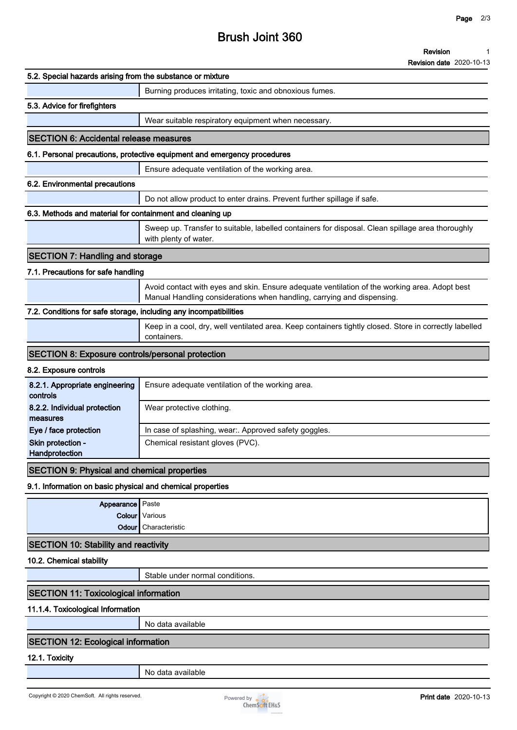#### 5.2. Special hazards arising from the substance or mixture

Burning produces irritating, toxic and obnoxious fumes.

#### 5.3. Advice for firefighters

Wear suitable respiratory equipment when necessary.

## SECTION 6: Accidental release measures

#### 6.1. Personal precautions, protective equipment and emergency procedures

Ensure adequate ventilation of the working area.

#### 6.2. Environmental precautions

Do not allow product to enter drains. Prevent further spillage if safe.

#### 6.3. Methods and material for containment and cleaning up

Sweep up. Transfer to suitable, labelled containers for disposal. Clean spillage area thoroughly with plenty of water.

## SECTION 7: Handling and storage

#### 7.1. Precautions for safe handling

Avoid contact with eyes and skin. Ensure adequate ventilation of the working area. Adopt best Manual Handling considerations when handling, carrying and dispensing.

#### 7.2. Conditions for safe storage, including any incompatibilities

Keep in a cool, dry, well ventilated area. Keep containers tightly closed. Store in correctly labelled containers.

## SECTION 8: Exposure controls/personal protection

#### 8.2. Exposure controls

| | |
|---|---|
| 8.2.1. Appropriate engineering controls | Ensure adequate ventilation of the working area. |
| 8.2.2. Individual protection measures | Wear protective clothing. |
| Eye / face protection | In case of splashing, wear:. Approved safety goggles. |
| Skin protection - Handprotection | Chemical resistant gloves (PVC). |

## SECTION 9: Physical and chemical properties

#### 9.1. Information on basic physical and chemical properties

| | |
|---|---|
| Appearance | Paste |
| Colour | Various |
| Odour | Characteristic |

## SECTION 10: Stability and reactivity

#### 10.2. Chemical stability

Stable under normal conditions.

## SECTION 11: Toxicological information

#### 11.1.4. Toxicological Information

No data available

## SECTION 12: Ecological information

#### 12.1. Toxicity

No data available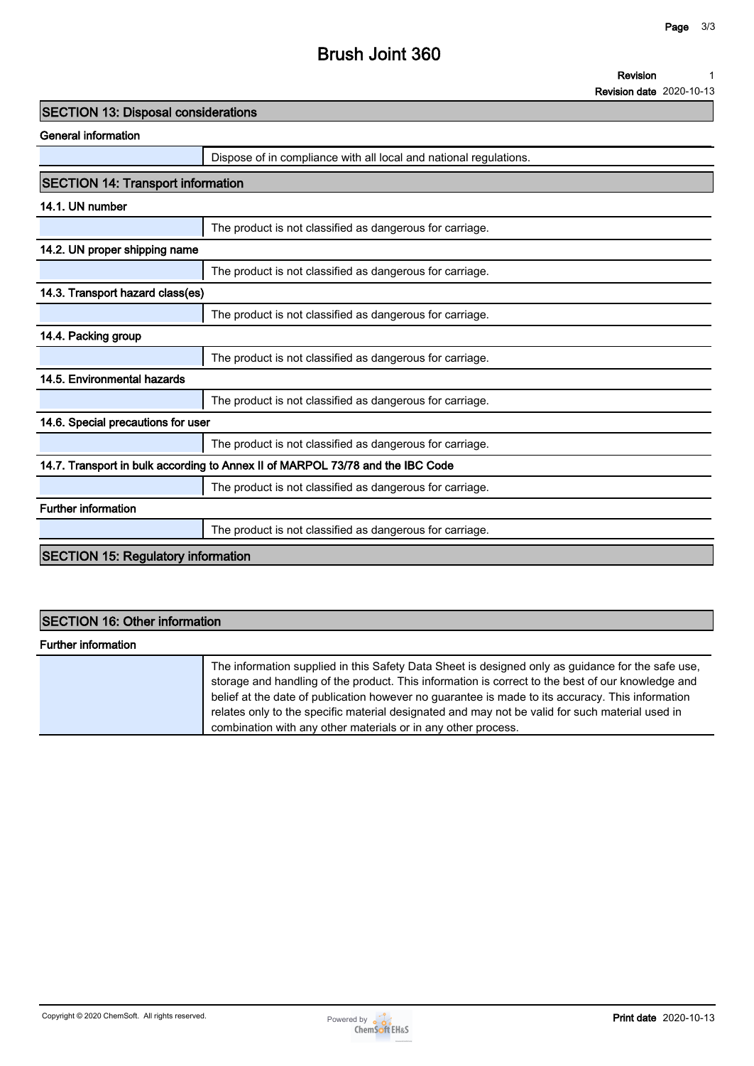# Brush Joint 360

**Revision** 1

**Revision date** 2020-10-13

## SECTION 13: Disposal considerations

### General information

| | |
|---|---|
| | Dispose of in compliance with all local and national regulations. |

## SECTION 14: Transport information

### 14.1. UN number

| | |
|---|---|
| | The product is not classified as dangerous for carriage. |

### 14.2. UN proper shipping name

| | |
|---|---|
| | The product is not classified as dangerous for carriage. |

### 14.3. Transport hazard class(es)

| | |
|---|---|
| | The product is not classified as dangerous for carriage. |

### 14.4. Packing group

| | |
|---|---|
| | The product is not classified as dangerous for carriage. |

### 14.5. Environmental hazards

| | |
|---|---|
| | The product is not classified as dangerous for carriage. |

### 14.6. Special precautions for user

| | |
|---|---|
| | The product is not classified as dangerous for carriage. |

### 14.7. Transport in bulk according to Annex II of MARPOL 73/78 and the IBC Code

| | |
|---|---|
| | The product is not classified as dangerous for carriage. |

### Further information

| | |
|---|---|
| | The product is not classified as dangerous for carriage. |

## SECTION 15: Regulatory information

## SECTION 16: Other information

### Further information

| | |
|---|---|
| | The information supplied in this Safety Data Sheet is designed only as guidance for the safe use, storage and handling of the product. This information is correct to the best of our knowledge and belief at the date of publication however no guarantee is made to its accuracy. This information relates only to the specific material designated and may not be valid for such material used in combination with any other materials or in any other process. |

Copyright © 2020 ChemSoft. All rights reserved.

Powered by ChemSoft EH&S

**Print date** 2020-10-13